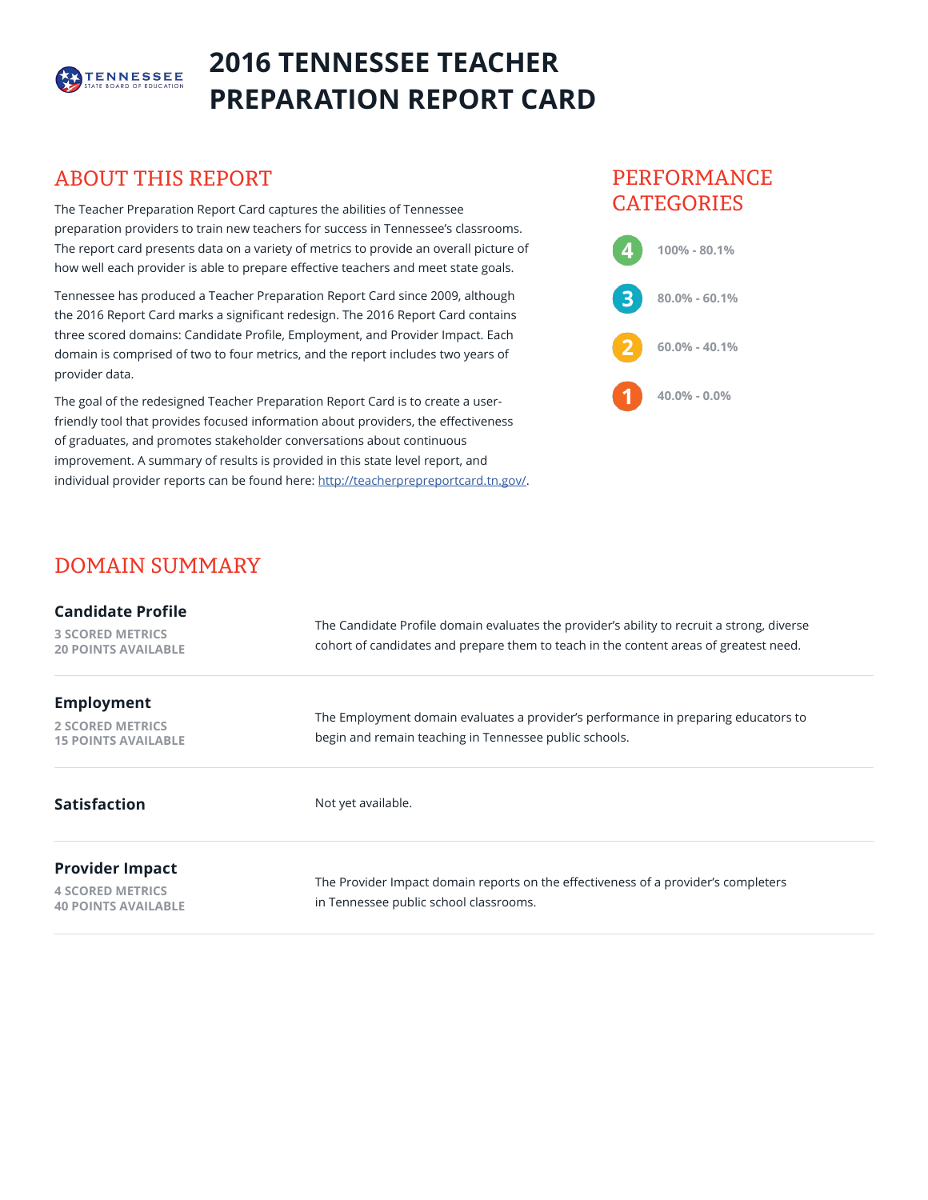# 2016 TENNESSEE TEACHER PREPARATION REPORT CARD

## ABOUT THIS REPORT

The Teacher Preparation Report Card captures the abilities of Tennessee preparation providers to train new teachers for success in Tennessee's classrooms. The report card presents data on a variety of metrics to provide an overall picture of how well each provider is able to prepare effective teachers and meet state goals.

Tennessee has produced a Teacher Preparation Report Card since 2009, although the 2016 Report Card marks a significant redesign. The 2016 Report Card contains three scored domains: Candidate Profile, Employment, and Provider Impact. Each domain is comprised of two to four metrics, and the report includes two years of provider data.

The goal of the redesigned Teacher Preparation Report Card is to create a user-friendly tool that provides focused information about providers, the effectiveness of graduates, and promotes stakeholder conversations about continuous improvement. A summary of results is provided in this state level report, and individual provider reports can be found here: http://teacherprepreportcard.tn.gov/.

## PERFORMANCE CATEGORIES

- **4** — 100% - 80.1%
- **3** — 80.0% - 60.1%
- **2** — 60.0% - 40.1%
- **1** — 40.0% - 0.0%

## DOMAIN SUMMARY

| Domain | Description |
|---|---|
| **Candidate Profile**<br>3 SCORED METRICS<br>20 POINTS AVAILABLE | The Candidate Profile domain evaluates the provider's ability to recruit a strong, diverse cohort of candidates and prepare them to teach in the content areas of greatest need. |
| **Employment**<br>2 SCORED METRICS<br>15 POINTS AVAILABLE | The Employment domain evaluates a provider's performance in preparing educators to begin and remain teaching in Tennessee public schools. |
| **Satisfaction** | Not yet available. |
| **Provider Impact**<br>4 SCORED METRICS<br>40 POINTS AVAILABLE | The Provider Impact domain reports on the effectiveness of a provider's completers in Tennessee public school classrooms. |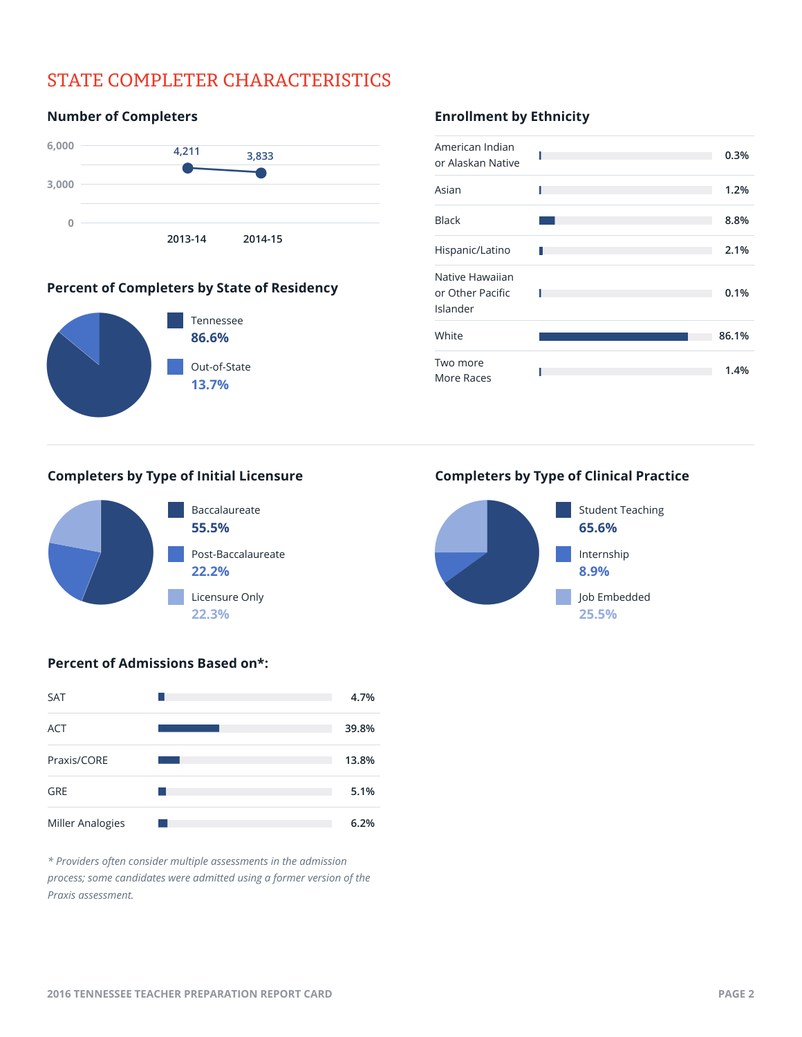# STATE COMPLETER CHARACTERISTICS

## Number of Completers

| Year | Completers |
|---|---|
| 2013-14 | 4,211 |
| 2014-15 | 3,833 |

## Enrollment by Ethnicity

| Ethnicity | Percent |
|---|---|
| American Indian or Alaskan Native | 0.3% |
| Asian | 1.2% |
| Black | 8.8% |
| Hispanic/Latino | 2.1% |
| Native Hawaiian or Other Pacific Islander | 0.1% |
| White | 86.1% |
| Two more More Races | 1.4% |

## Percent of Completers by State of Residency

- Tennessee **86.6%**
- Out-of-State **13.7%**

## Completers by Type of Initial Licensure

- Baccalaureate **55.5%**
- Post-Baccalaureate **22.2%**
- Licensure Only **22.3%**

## Completers by Type of Clinical Practice

- Student Teaching **65.6%**
- Internship **8.9%**
- Job Embedded **25.5%**

## Percent of Admissions Based on*:

| Assessment | Percent |
|---|---|
| SAT | 4.7% |
| ACT | 39.8% |
| Praxis/CORE | 13.8% |
| GRE | 5.1% |
| Miller Analogies | 6.2% |

*\* Providers often consider multiple assessments in the admission process; some candidates were admitted using a former version of the Praxis assessment.*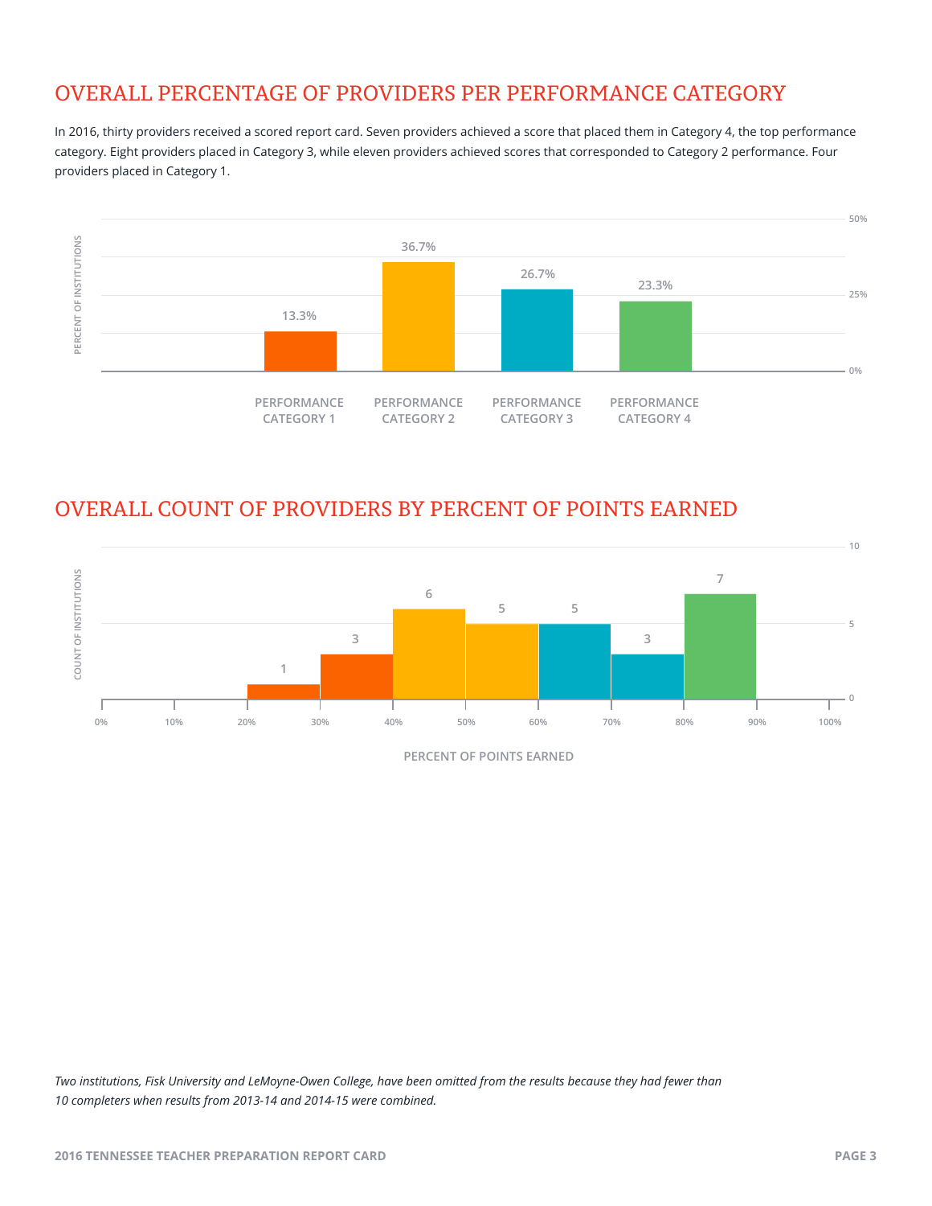## OVERALL PERCENTAGE OF PROVIDERS PER PERFORMANCE CATEGORY

In 2016, thirty providers received a scored report card. Seven providers achieved a score that placed them in Category 4, the top performance category. Eight providers placed in Category 3, while eleven providers achieved scores that corresponded to Category 2 performance. Four providers placed in Category 1.

| Performance Category | Percent of Institutions |
|---|---|
| Performance Category 1 | 13.3% |
| Performance Category 2 | 36.7% |
| Performance Category 3 | 26.7% |
| Performance Category 4 | 23.3% |

## OVERALL COUNT OF PROVIDERS BY PERCENT OF POINTS EARNED

| Percent of Points Earned | Count of Institutions |
|---|---|
| 20%–30% | 1 |
| 30%–40% | 3 |
| 40%–50% | 6 |
| 50%–60% | 5 |
| 60%–70% | 5 |
| 70%–80% | 3 |
| 80%–90% | 7 |

*Two institutions, Fisk University and LeMoyne-Owen College, have been omitted from the results because they had fewer than 10 completers when results from 2013-14 and 2014-15 were combined.*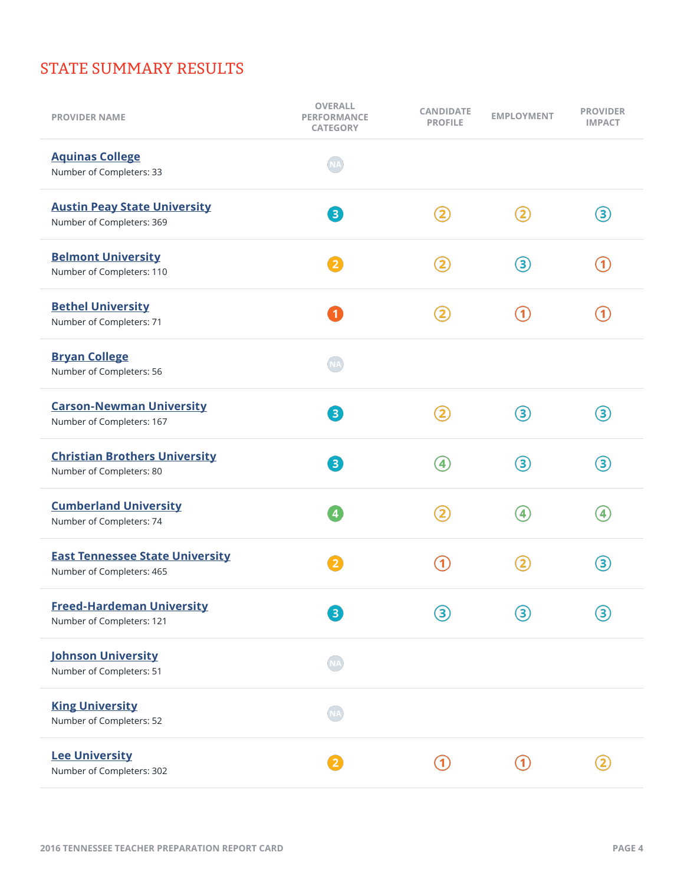## STATE SUMMARY RESULTS

| PROVIDER NAME | OVERALL PERFORMANCE CATEGORY | CANDIDATE PROFILE | EMPLOYMENT | PROVIDER IMPACT |
|---|---|---|---|---|
| **Aquinas College**<br>Number of Completers: 33 | NA | | | |
| **Austin Peay State University**<br>Number of Completers: 369 | 3 | 2 | 2 | 3 |
| **Belmont University**<br>Number of Completers: 110 | 2 | 2 | 3 | 1 |
| **Bethel University**<br>Number of Completers: 71 | 1 | 2 | 1 | 1 |
| **Bryan College**<br>Number of Completers: 56 | NA | | | |
| **Carson-Newman University**<br>Number of Completers: 167 | 3 | 2 | 3 | 3 |
| **Christian Brothers University**<br>Number of Completers: 80 | 3 | 4 | 3 | 3 |
| **Cumberland University**<br>Number of Completers: 74 | 4 | 2 | 4 | 4 |
| **East Tennessee State University**<br>Number of Completers: 465 | 2 | 1 | 2 | 3 |
| **Freed-Hardeman University**<br>Number of Completers: 121 | 3 | 3 | 3 | 3 |
| **Johnson University**<br>Number of Completers: 51 | NA | | | |
| **King University**<br>Number of Completers: 52 | NA | | | |
| **Lee University**<br>Number of Completers: 302 | 2 | 1 | 1 | 2 |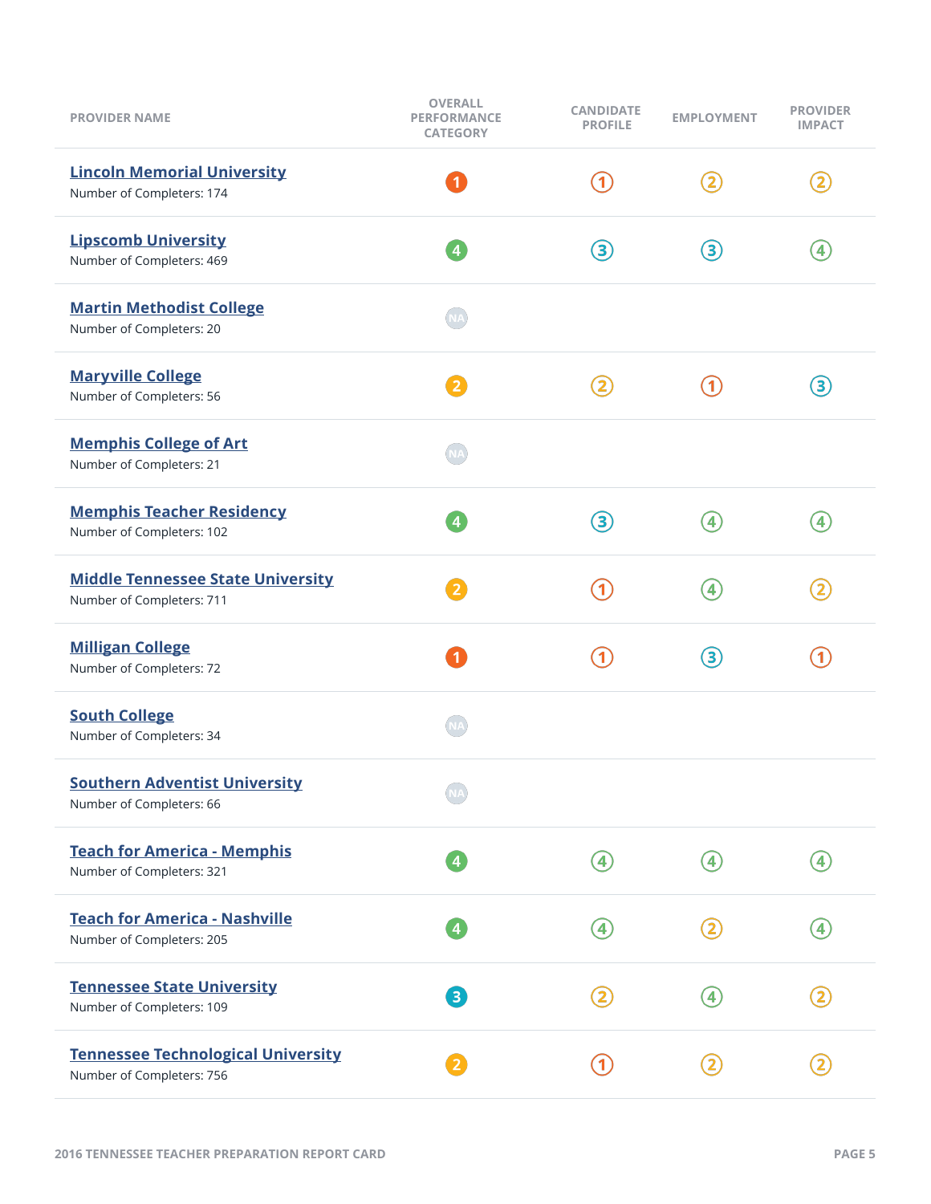| PROVIDER NAME | OVERALL PERFORMANCE CATEGORY | CANDIDATE PROFILE | EMPLOYMENT | PROVIDER IMPACT |
|---|---|---|---|---|
| Lincoln Memorial University<br>Number of Completers: 174 | 1 | 1 | 2 | 2 |
| Lipscomb University<br>Number of Completers: 469 | 4 | 3 | 3 | 4 |
| Martin Methodist College<br>Number of Completers: 20 | NA | | | |
| Maryville College<br>Number of Completers: 56 | 2 | 2 | 1 | 3 |
| Memphis College of Art<br>Number of Completers: 21 | NA | | | |
| Memphis Teacher Residency<br>Number of Completers: 102 | 4 | 3 | 4 | 4 |
| Middle Tennessee State University<br>Number of Completers: 711 | 2 | 1 | 4 | 2 |
| Milligan College<br>Number of Completers: 72 | 1 | 1 | 3 | 1 |
| South College<br>Number of Completers: 34 | NA | | | |
| Southern Adventist University<br>Number of Completers: 66 | NA | | | |
| Teach for America - Memphis<br>Number of Completers: 321 | 4 | 4 | 4 | 4 |
| Teach for America - Nashville<br>Number of Completers: 205 | 4 | 4 | 2 | 4 |
| Tennessee State University<br>Number of Completers: 109 | 3 | 2 | 4 | 2 |
| Tennessee Technological University<br>Number of Completers: 756 | 2 | 1 | 2 | 2 |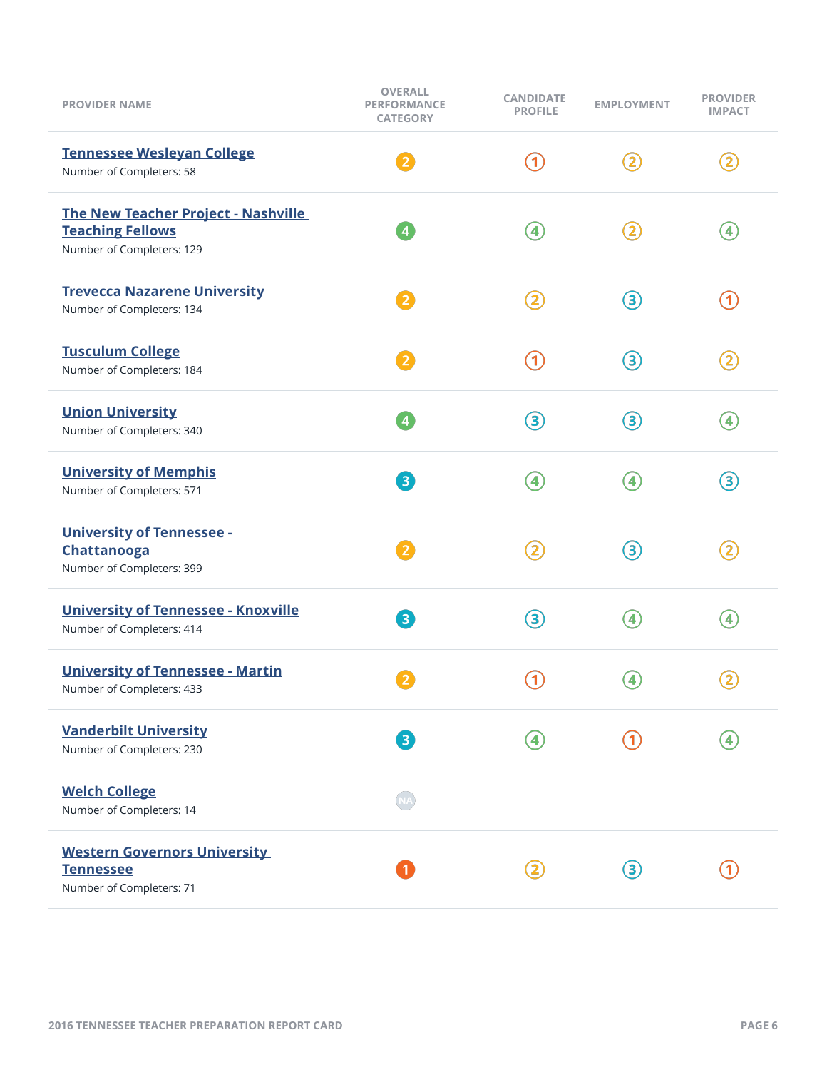| PROVIDER NAME | OVERALL PERFORMANCE CATEGORY | CANDIDATE PROFILE | EMPLOYMENT | PROVIDER IMPACT |
|---|---|---|---|---|
| Tennessee Wesleyan College<br>Number of Completers: 58 | 2 | 1 | 2 | 2 |
| The New Teacher Project - Nashville Teaching Fellows<br>Number of Completers: 129 | 4 | 4 | 2 | 4 |
| Trevecca Nazarene University<br>Number of Completers: 134 | 2 | 2 | 3 | 1 |
| Tusculum College<br>Number of Completers: 184 | 2 | 1 | 3 | 2 |
| Union University<br>Number of Completers: 340 | 4 | 3 | 3 | 4 |
| University of Memphis<br>Number of Completers: 571 | 3 | 4 | 4 | 3 |
| University of Tennessee - Chattanooga<br>Number of Completers: 399 | 2 | 2 | 3 | 2 |
| University of Tennessee - Knoxville<br>Number of Completers: 414 | 3 | 3 | 4 | 4 |
| University of Tennessee - Martin<br>Number of Completers: 433 | 2 | 1 | 4 | 2 |
| Vanderbilt University<br>Number of Completers: 230 | 3 | 4 | 1 | 4 |
| Welch College<br>Number of Completers: 14 | NA | | | |
| Western Governors University Tennessee<br>Number of Completers: 71 | 1 | 2 | 3 | 1 |